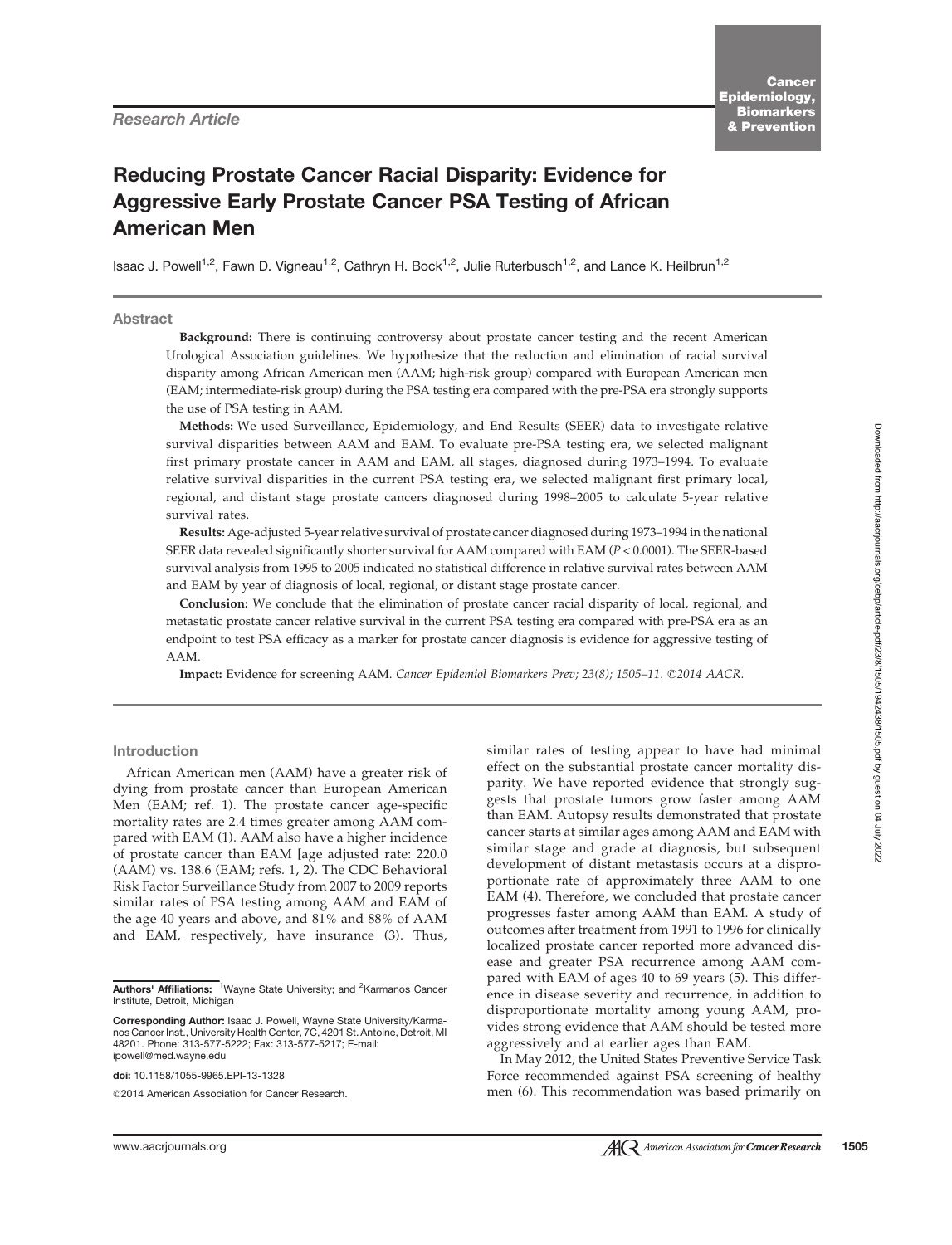*Research Article*

# Reducing Prostate Cancer Racial Disparity: Evidence for Aggressive Early Prostate Cancer PSA Testing of African American Men

Isaac J. Powell[1,2], Fawn D. Vigneau[1,2], Cathryn H. Bock[1,2], Julie Ruterbusch[1,2], and Lance K. Heilbrun[1,2]

## Abstract

**Background:** There is continuing controversy about prostate cancer testing and the recent American Urological Association guidelines. We hypothesize that the reduction and elimination of racial survival disparity among African American men (AAM; high-risk group) compared with European American men (EAM; intermediate-risk group) during the PSA testing era compared with the pre-PSA era strongly supports the use of PSA testing in AAM.

**Methods:** We used Surveillance, Epidemiology, and End Results (SEER) data to investigate relative survival disparities between AAM and EAM. To evaluate pre-PSA testing era, we selected malignant first primary prostate cancer in AAM and EAM, all stages, diagnosed during 1973–1994. To evaluate relative survival disparities in the current PSA testing era, we selected malignant first primary local, regional, and distant stage prostate cancers diagnosed during 1998–2005 to calculate 5-year relative survival rates.

**Results:** Age-adjusted 5-year relative survival of prostate cancer diagnosed during 1973–1994 in the national SEER data revealed significantly shorter survival for AAM compared with EAM ($P < 0.0001$). The SEER-based survival analysis from 1995 to 2005 indicated no statistical difference in relative survival rates between AAM and EAM by year of diagnosis of local, regional, or distant stage prostate cancer.

**Conclusion:** We conclude that the elimination of prostate cancer racial disparity of local, regional, and metastatic prostate cancer relative survival in the current PSA testing era compared with pre-PSA era as an endpoint to test PSA efficacy as a marker for prostate cancer diagnosis is evidence for aggressive testing of AAM.

**Impact:** Evidence for screening AAM. *Cancer Epidemiol Biomarkers Prev; 23(8); 1505–11. ©2014 AACR.*

## Introduction

African American men (AAM) have a greater risk of dying from prostate cancer than European American Men (EAM; ref. 1). The prostate cancer age-specific mortality rates are 2.4 times greater among AAM compared with EAM (1). AAM also have a higher incidence of prostate cancer than EAM [age adjusted rate: 220.0 (AAM) vs. 138.6 (EAM; refs. 1, 2). The CDC Behavioral Risk Factor Surveillance Study from 2007 to 2009 reports similar rates of PSA testing among AAM and EAM of the age 40 years and above, and 81% and 88% of AAM and EAM, respectively, have insurance (3). Thus, similar rates of testing appear to have had minimal effect on the substantial prostate cancer mortality disparity. We have reported evidence that strongly suggests that prostate tumors grow faster among AAM than EAM. Autopsy results demonstrated that prostate cancer starts at similar ages among AAM and EAM with similar stage and grade at diagnosis, but subsequent development of distant metastasis occurs at a disproportionate rate of approximately three AAM to one EAM (4). Therefore, we concluded that prostate cancer progresses faster among AAM than EAM. A study of outcomes after treatment from 1991 to 1996 for clinically localized prostate cancer reported more advanced disease and greater PSA recurrence among AAM compared with EAM of ages 40 to 69 years (5). This difference in disease severity and recurrence, in addition to disproportionate mortality among young AAM, provides strong evidence that AAM should be tested more aggressively and at earlier ages than EAM.

In May 2012, the United States Preventive Service Task Force recommended against PSA screening of healthy men (6). This recommendation was based primarily on

**Authors' Affiliations:** [1]Wayne State University; and [2]Karmanos Cancer Institute, Detroit, Michigan

**Corresponding Author:** Isaac J. Powell, Wayne State University/Karmanos Cancer Inst., University Health Center, 7C, 4201 St. Antoine, Detroit, MI 48201. Phone: 313-577-5222; Fax: 313-577-5217; E-mail: ipowell@med.wayne.edu

**doi:** 10.1158/1055-9965.EPI-13-1328

©2014 American Association for Cancer Research.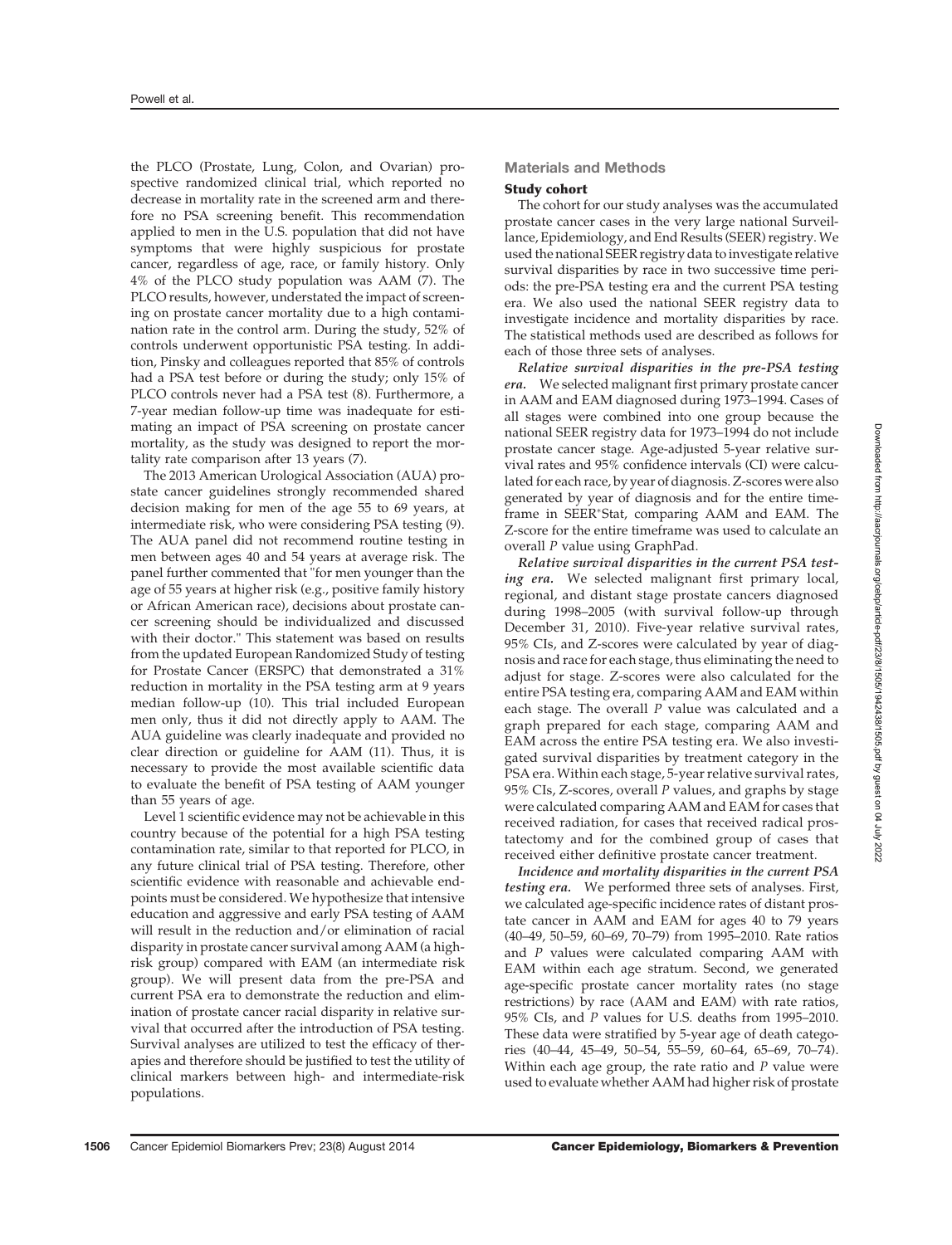the PLCO (Prostate, Lung, Colon, and Ovarian) prospective randomized clinical trial, which reported no decrease in mortality rate in the screened arm and therefore no PSA screening benefit. This recommendation applied to men in the U.S. population that did not have symptoms that were highly suspicious for prostate cancer, regardless of age, race, or family history. Only 4% of the PLCO study population was AAM (7). The PLCO results, however, understated the impact of screening on prostate cancer mortality due to a high contamination rate in the control arm. During the study, 52% of controls underwent opportunistic PSA testing. In addition, Pinsky and colleagues reported that 85% of controls had a PSA test before or during the study; only 15% of PLCO controls never had a PSA test (8). Furthermore, a 7-year median follow-up time was inadequate for estimating an impact of PSA screening on prostate cancer mortality, as the study was designed to report the mortality rate comparison after 13 years (7).

The 2013 American Urological Association (AUA) prostate cancer guidelines strongly recommended shared decision making for men of the age 55 to 69 years, at intermediate risk, who were considering PSA testing (9). The AUA panel did not recommend routine testing in men between ages 40 and 54 years at average risk. The panel further commented that "for men younger than the age of 55 years at higher risk (e.g., positive family history or African American race), decisions about prostate cancer screening should be individualized and discussed with their doctor." This statement was based on results from the updated European Randomized Study of testing for Prostate Cancer (ERSPC) that demonstrated a 31% reduction in mortality in the PSA testing arm at 9 years median follow-up (10). This trial included European men only, thus it did not directly apply to AAM. The AUA guideline was clearly inadequate and provided no clear direction or guideline for AAM (11). Thus, it is necessary to provide the most available scientific data to evaluate the benefit of PSA testing of AAM younger than 55 years of age.

Level 1 scientific evidence may not be achievable in this country because of the potential for a high PSA testing contamination rate, similar to that reported for PLCO, in any future clinical trial of PSA testing. Therefore, other scientific evidence with reasonable and achievable endpoints must be considered. We hypothesize that intensive education and aggressive and early PSA testing of AAM will result in the reduction and/or elimination of racial disparity in prostate cancer survival among AAM (a high-risk group) compared with EAM (an intermediate risk group). We will present data from the pre-PSA and current PSA era to demonstrate the reduction and elimination of prostate cancer racial disparity in relative survival that occurred after the introduction of PSA testing. Survival analyses are utilized to test the efficacy of therapies and therefore should be justified to test the utility of clinical markers between high- and intermediate-risk populations.

## Materials and Methods

### Study cohort

The cohort for our study analyses was the accumulated prostate cancer cases in the very large national Surveillance, Epidemiology, and End Results (SEER) registry. We used the national SEER registry data to investigate relative survival disparities by race in two successive time periods: the pre-PSA testing era and the current PSA testing era. We also used the national SEER registry data to investigate incidence and mortality disparities by race. The statistical methods used are described as follows for each of those three sets of analyses.

***Relative survival disparities in the pre-PSA testing era.*** We selected malignant first primary prostate cancer in AAM and EAM diagnosed during 1973–1994. Cases of all stages were combined into one group because the national SEER registry data for 1973–1994 do not include prostate cancer stage. Age-adjusted 5-year relative survival rates and 95% confidence intervals (CI) were calculated for each race, by year of diagnosis. Z-scores were also generated by year of diagnosis and for the entire timeframe in SEER*Stat, comparing AAM and EAM. The Z-score for the entire timeframe was used to calculate an overall *P* value using GraphPad.

***Relative survival disparities in the current PSA testing era.*** We selected malignant first primary local, regional, and distant stage prostate cancers diagnosed during 1998–2005 (with survival follow-up through December 31, 2010). Five-year relative survival rates, 95% CIs, and Z-scores were calculated by year of diagnosis and race for each stage, thus eliminating the need to adjust for stage. Z-scores were also calculated for the entire PSA testing era, comparing AAM and EAM within each stage. The overall *P* value was calculated and a graph prepared for each stage, comparing AAM and EAM across the entire PSA testing era. We also investigated survival disparities by treatment category in the PSA era. Within each stage, 5-year relative survival rates, 95% CIs, Z-scores, overall *P* values, and graphs by stage were calculated comparing AAM and EAM for cases that received radiation, for cases that received radical prostatectomy and for the combined group of cases that received either definitive prostate cancer treatment.

***Incidence and mortality disparities in the current PSA testing era.*** We performed three sets of analyses. First, we calculated age-specific incidence rates of distant prostate cancer in AAM and EAM for ages 40 to 79 years (40–49, 50–59, 60–69, 70–79) from 1995–2010. Rate ratios and *P* values were calculated comparing AAM with EAM within each age stratum. Second, we generated age-specific prostate cancer mortality rates (no stage restrictions) by race (AAM and EAM) with rate ratios, 95% CIs, and *P* values for U.S. deaths from 1995–2010. These data were stratified by 5-year age of death categories (40–44, 45–49, 50–54, 55–59, 60–64, 65–69, 70–74). Within each age group, the rate ratio and *P* value were used to evaluate whether AAM had higher risk of prostate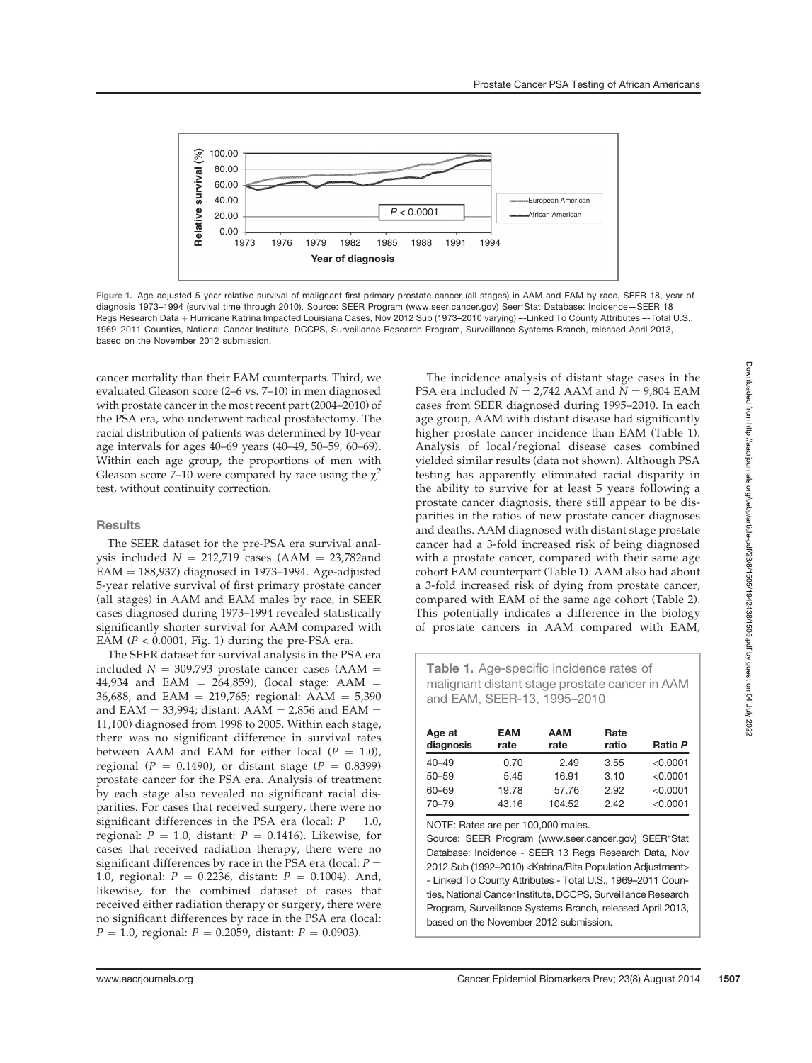Figure 1. Age-adjusted 5-year relative survival of malignant first primary prostate cancer (all stages) in AAM and EAM by race, SEER-18, year of diagnosis 1973–1994 (survival time through 2010). Source: SEER Program (www.seer.cancer.gov) Seer*Stat Database: Incidence—SEER 18 Regs Research Data + Hurricane Katrina Impacted Louisiana Cases, Nov 2012 Sub (1973–2010 varying) —Linked To County Attributes —Total U.S., 1969–2011 Counties, National Cancer Institute, DCCPS, Surveillance Research Program, Surveillance Systems Branch, released April 2013, based on the November 2012 submission.

cancer mortality than their EAM counterparts. Third, we evaluated Gleason score (2–6 vs. 7–10) in men diagnosed with prostate cancer in the most recent part (2004–2010) of the PSA era, who underwent radical prostatectomy. The racial distribution of patients was determined by 10-year age intervals for ages 40–69 years (40–49, 50–59, 60–69). Within each age group, the proportions of men with Gleason score 7–10 were compared by race using the $\chi^2$ test, without continuity correction.

## Results

The SEER dataset for the pre-PSA era survival analysis included $N = 212,719$ cases (AAM = 23,782and EAM = 188,937) diagnosed in 1973–1994. Age-adjusted 5-year relative survival of first primary prostate cancer (all stages) in AAM and EAM by race, in SEER cases diagnosed during 1973–1994 revealed statistically significantly shorter survival for AAM compared with EAM ($P < 0.0001$, Fig. 1) during the pre-PSA era.

The SEER dataset for survival analysis in the PSA era included $N = 309,793$ prostate cancer cases (AAM = 44,934 and EAM = 264,859), (local stage: AAM = 36,688, and EAM = 219,765; regional: AAM = 5,390 and EAM = 33,994; distant: AAM = 2,856 and EAM = 11,100) diagnosed from 1998 to 2005. Within each stage, there was no significant difference in survival rates between AAM and EAM for either local ($P = 1.0$), regional ($P = 0.1490$), or distant stage ($P = 0.8399$) prostate cancer for the PSA era. Analysis of treatment by each stage also revealed no significant racial disparities. For cases that received surgery, there were no significant differences in the PSA era (local: $P = 1.0$, regional: $P = 1.0$, distant: $P = 0.1416$). Likewise, for cases that received radiation therapy, there were no significant differences by race in the PSA era (local: $P = 1.0$, regional: $P = 0.2236$, distant: $P = 0.1004$). And, likewise, for the combined dataset of cases that received either radiation therapy or surgery, there were no significant differences by race in the PSA era (local: $P = 1.0$, regional: $P = 0.2059$, distant: $P = 0.0903$).

The incidence analysis of distant stage cases in the PSA era included $N = 2,742$ AAM and $N = 9,804$ EAM cases from SEER diagnosed during 1995–2010. In each age group, AAM with distant disease had significantly higher prostate cancer incidence than EAM (Table 1). Analysis of local/regional disease cases combined yielded similar results (data not shown). Although PSA testing has apparently eliminated racial disparity in the ability to survive for at least 5 years following a prostate cancer diagnosis, there still appear to be disparities in the ratios of new prostate cancer diagnoses and deaths. AAM diagnosed with distant stage prostate cancer had a 3-fold increased risk of being diagnosed with a prostate cancer, compared with their same age cohort EAM counterpart (Table 1). AAM also had about a 3-fold increased risk of dying from prostate cancer, compared with EAM of the same age cohort (Table 2). This potentially indicates a difference in the biology of prostate cancers in AAM compared with EAM,

**Table 1.** Age-specific incidence rates of malignant distant stage prostate cancer in AAM and EAM, SEER-13, 1995–2010

| Age at diagnosis | EAM rate | AAM rate | Rate ratio | Ratio P |
|---|---|---|---|---|
| 40–49 | 0.70 | 2.49 | 3.55 | <0.0001 |
| 50–59 | 5.45 | 16.91 | 3.10 | <0.0001 |
| 60–69 | 19.78 | 57.76 | 2.92 | <0.0001 |
| 70–79 | 43.16 | 104.52 | 2.42 | <0.0001 |

NOTE: Rates are per 100,000 males.

Source: SEER Program (www.seer.cancer.gov) SEER*Stat Database: Incidence - SEER 13 Regs Research Data, Nov 2012 Sub (1992–2010) <Katrina/Rita Population Adjustment> - Linked To County Attributes - Total U.S., 1969–2011 Counties, National Cancer Institute, DCCPS, Surveillance Research Program, Surveillance Systems Branch, released April 2013, based on the November 2012 submission.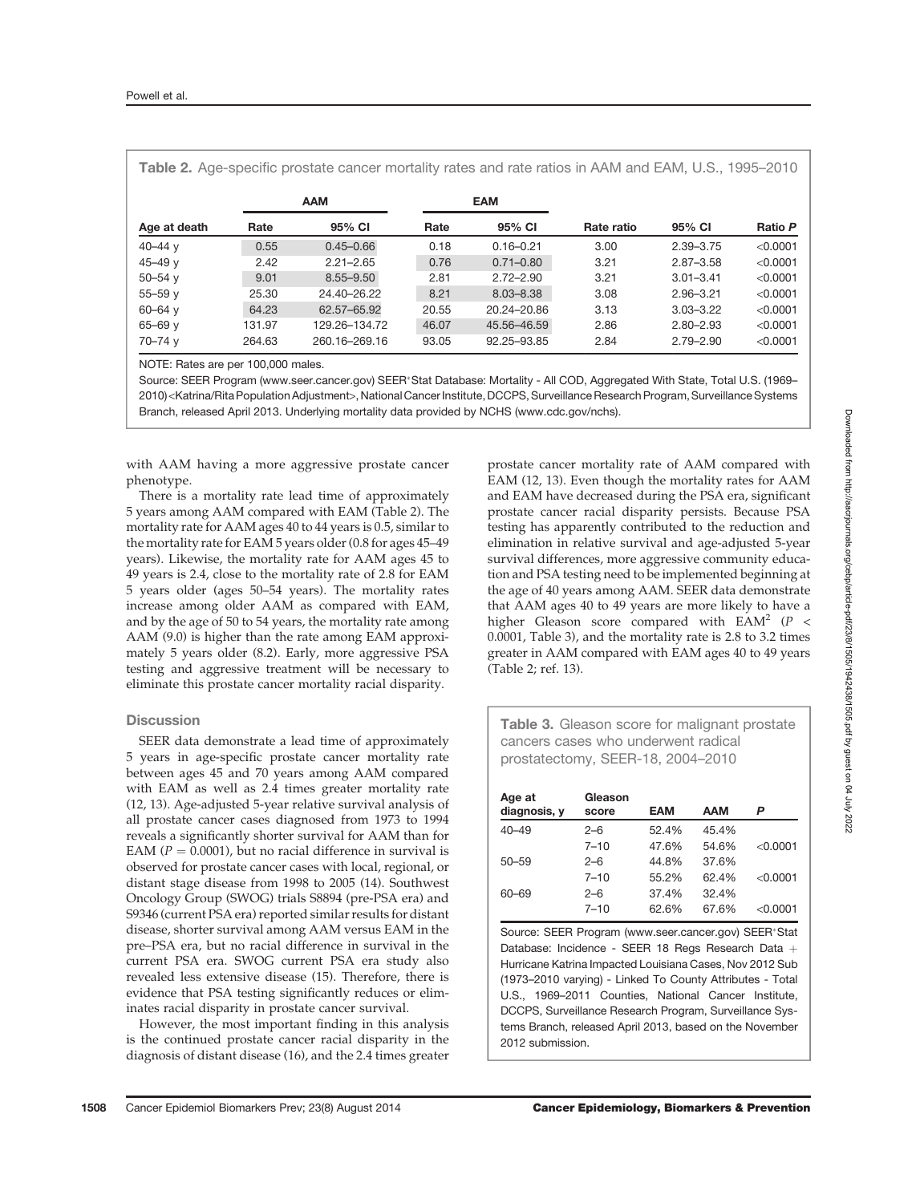**Table 2.** Age-specific prostate cancer mortality rates and rate ratios in AAM and EAM, U.S., 1995–2010

| | AAM | | EAM | | | | |
|---|---|---|---|---|---|---|---|
| Age at death | Rate | 95% CI | Rate | 95% CI | Rate ratio | 95% CI | Ratio *P* |
| 40–44 y | 0.55 | 0.45–0.66 | 0.18 | 0.16–0.21 | 3.00 | 2.39–3.75 | <0.0001 |
| 45–49 y | 2.42 | 2.21–2.65 | 0.76 | 0.71–0.80 | 3.21 | 2.87–3.58 | <0.0001 |
| 50–54 y | 9.01 | 8.55–9.50 | 2.81 | 2.72–2.90 | 3.21 | 3.01–3.41 | <0.0001 |
| 55–59 y | 25.30 | 24.40–26.22 | 8.21 | 8.03–8.38 | 3.08 | 2.96–3.21 | <0.0001 |
| 60–64 y | 64.23 | 62.57–65.92 | 20.55 | 20.24–20.86 | 3.13 | 3.03–3.22 | <0.0001 |
| 65–69 y | 131.97 | 129.26–134.72 | 46.07 | 45.56–46.59 | 2.86 | 2.80–2.93 | <0.0001 |
| 70–74 y | 264.63 | 260.16–269.16 | 93.05 | 92.25–93.85 | 2.84 | 2.79–2.90 | <0.0001 |

NOTE: Rates are per 100,000 males.

Source: SEER Program (www.seer.cancer.gov) SEER*Stat Database: Mortality - All COD, Aggregated With State, Total U.S. (1969–2010)<Katrina/Rita Population Adjustment>, National Cancer Institute, DCCPS, Surveillance Research Program, Surveillance Systems Branch, released April 2013. Underlying mortality data provided by NCHS (www.cdc.gov/nchs).

with AAM having a more aggressive prostate cancer phenotype.

There is a mortality rate lead time of approximately 5 years among AAM compared with EAM (Table 2). The mortality rate for AAM ages 40 to 44 years is 0.5, similar to the mortality rate for EAM 5 years older (0.8 for ages 45–49 years). Likewise, the mortality rate for AAM ages 45 to 49 years is 2.4, close to the mortality rate of 2.8 for EAM 5 years older (ages 50–54 years). The mortality rates increase among older AAM as compared with EAM, and by the age of 50 to 54 years, the mortality rate among AAM (9.0) is higher than the rate among EAM approximately 5 years older (8.2). Early, more aggressive PSA testing and aggressive treatment will be necessary to eliminate this prostate cancer mortality racial disparity.

## Discussion

SEER data demonstrate a lead time of approximately 5 years in age-specific prostate cancer mortality rate between ages 45 and 70 years among AAM compared with EAM as well as 2.4 times greater mortality rate (12, 13). Age-adjusted 5-year relative survival analysis of all prostate cancer cases diagnosed from 1973 to 1994 reveals a significantly shorter survival for AAM than for EAM ($P = 0.0001$), but no racial difference in survival is observed for prostate cancer cases with local, regional, or distant stage disease from 1998 to 2005 (14). Southwest Oncology Group (SWOG) trials S8894 (pre-PSA era) and S9346 (current PSA era) reported similar results for distant disease, shorter survival among AAM versus EAM in the pre–PSA era, but no racial difference in survival in the current PSA era. SWOG current PSA era study also revealed less extensive disease (15). Therefore, there is evidence that PSA testing significantly reduces or eliminates racial disparity in prostate cancer survival.

However, the most important finding in this analysis is the continued prostate cancer racial disparity in the diagnosis of distant disease (16), and the 2.4 times greater prostate cancer mortality rate of AAM compared with EAM (12, 13). Even though the mortality rates for AAM and EAM have decreased during the PSA era, significant prostate cancer racial disparity persists. Because PSA testing has apparently contributed to the reduction and elimination in relative survival and age-adjusted 5-year survival differences, more aggressive community education and PSA testing need to be implemented beginning at the age of 40 years among AAM. SEER data demonstrate that AAM ages 40 to 49 years are more likely to have a higher Gleason score compared with EAM[2] ($P < 0.0001$, Table 3), and the mortality rate is 2.8 to 3.2 times greater in AAM compared with EAM ages 40 to 49 years (Table 2; ref. 13).

**Table 3.** Gleason score for malignant prostate cancers cases who underwent radical prostatectomy, SEER-18, 2004–2010

| Age at diagnosis, y | Gleason score | EAM | AAM | *P* |
|---|---|---|---|---|
| 40–49 | 2–6 | 52.4% | 45.4% | |
| | 7–10 | 47.6% | 54.6% | <0.0001 |
| 50–59 | 2–6 | 44.8% | 37.6% | |
| | 7–10 | 55.2% | 62.4% | <0.0001 |
| 60–69 | 2–6 | 37.4% | 32.4% | |
| | 7–10 | 62.6% | 67.6% | <0.0001 |

Source: SEER Program (www.seer.cancer.gov) SEER*Stat Database: Incidence - SEER 18 Regs Research Data + Hurricane Katrina Impacted Louisiana Cases, Nov 2012 Sub (1973–2010 varying) - Linked To County Attributes - Total U.S., 1969–2011 Counties, National Cancer Institute, DCCPS, Surveillance Research Program, Surveillance Systems Branch, released April 2013, based on the November 2012 submission.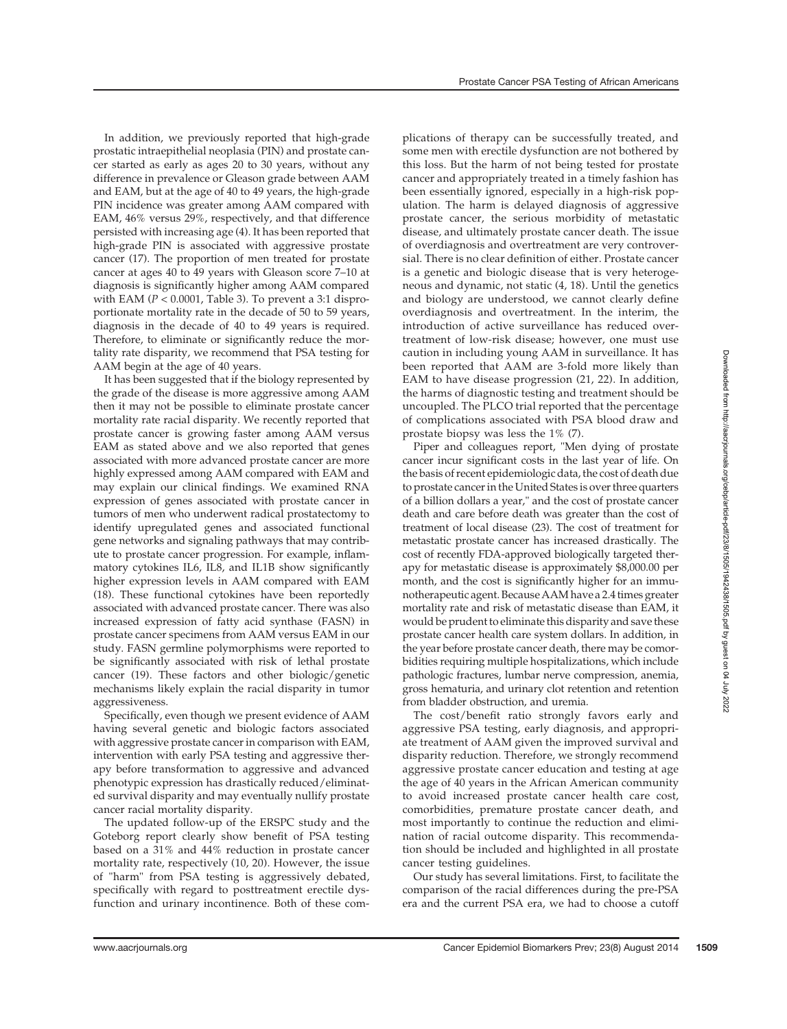In addition, we previously reported that high-grade prostatic intraepithelial neoplasia (PIN) and prostate cancer started as early as ages 20 to 30 years, without any difference in prevalence or Gleason grade between AAM and EAM, but at the age of 40 to 49 years, the high-grade PIN incidence was greater among AAM compared with EAM, 46% versus 29%, respectively, and that difference persisted with increasing age (4). It has been reported that high-grade PIN is associated with aggressive prostate cancer (17). The proportion of men treated for prostate cancer at ages 40 to 49 years with Gleason score 7–10 at diagnosis is significantly higher among AAM compared with EAM ($P < 0.0001$, Table 3). To prevent a 3:1 disproportionate mortality rate in the decade of 50 to 59 years, diagnosis in the decade of 40 to 49 years is required. Therefore, to eliminate or significantly reduce the mortality rate disparity, we recommend that PSA testing for AAM begin at the age of 40 years.

It has been suggested that if the biology represented by the grade of the disease is more aggressive among AAM then it may not be possible to eliminate prostate cancer mortality rate racial disparity. We recently reported that prostate cancer is growing faster among AAM versus EAM as stated above and we also reported that genes associated with more advanced prostate cancer are more highly expressed among AAM compared with EAM and may explain our clinical findings. We examined RNA expression of genes associated with prostate cancer in tumors of men who underwent radical prostatectomy to identify upregulated genes and associated functional gene networks and signaling pathways that may contribute to prostate cancer progression. For example, inflammatory cytokines IL6, IL8, and IL1B show significantly higher expression levels in AAM compared with EAM (18). These functional cytokines have been reportedly associated with advanced prostate cancer. There was also increased expression of fatty acid synthase (FASN) in prostate cancer specimens from AAM versus EAM in our study. FASN germline polymorphisms were reported to be significantly associated with risk of lethal prostate cancer (19). These factors and other biologic/genetic mechanisms likely explain the racial disparity in tumor aggressiveness.

Specifically, even though we present evidence of AAM having several genetic and biologic factors associated with aggressive prostate cancer in comparison with EAM, intervention with early PSA testing and aggressive therapy before transformation to aggressive and advanced phenotypic expression has drastically reduced/eliminated survival disparity and may eventually nullify prostate cancer racial mortality disparity.

The updated follow-up of the ERSPC study and the Goteborg report clearly show benefit of PSA testing based on a 31% and 44% reduction in prostate cancer mortality rate, respectively (10, 20). However, the issue of "harm" from PSA testing is aggressively debated, specifically with regard to posttreatment erectile dysfunction and urinary incontinence. Both of these complications of therapy can be successfully treated, and some men with erectile dysfunction are not bothered by this loss. But the harm of not being tested for prostate cancer and appropriately treated in a timely fashion has been essentially ignored, especially in a high-risk population. The harm is delayed diagnosis of aggressive prostate cancer, the serious morbidity of metastatic disease, and ultimately prostate cancer death. The issue of overdiagnosis and overtreatment are very controversial. There is no clear definition of either. Prostate cancer is a genetic and biologic disease that is very heterogeneous and dynamic, not static (4, 18). Until the genetics and biology are understood, we cannot clearly define overdiagnosis and overtreatment. In the interim, the introduction of active surveillance has reduced overtreatment of low-risk disease; however, one must use caution in including young AAM in surveillance. It has been reported that AAM are 3-fold more likely than EAM to have disease progression (21, 22). In addition, the harms of diagnostic testing and treatment should be uncoupled. The PLCO trial reported that the percentage of complications associated with PSA blood draw and prostate biopsy was less the 1% (7).

Piper and colleagues report, "Men dying of prostate cancer incur significant costs in the last year of life. On the basis of recent epidemiologic data, the cost of death due to prostate cancer in the United States is over three quarters of a billion dollars a year," and the cost of prostate cancer death and care before death was greater than the cost of treatment of local disease (23). The cost of treatment for metastatic prostate cancer has increased drastically. The cost of recently FDA-approved biologically targeted therapy for metastatic disease is approximately $8,000.00 per month, and the cost is significantly higher for an immunotherapeutic agent. Because AAM have a 2.4 times greater mortality rate and risk of metastatic disease than EAM, it would be prudent to eliminate this disparity and save these prostate cancer health care system dollars. In addition, in the year before prostate cancer death, there may be comorbidities requiring multiple hospitalizations, which include pathologic fractures, lumbar nerve compression, anemia, gross hematuria, and urinary clot retention and retention from bladder obstruction, and uremia.

The cost/benefit ratio strongly favors early and aggressive PSA testing, early diagnosis, and appropriate treatment of AAM given the improved survival and disparity reduction. Therefore, we strongly recommend aggressive prostate cancer education and testing at age the age of 40 years in the African American community to avoid increased prostate cancer health care cost, comorbidities, premature prostate cancer death, and most importantly to continue the reduction and elimination of racial outcome disparity. This recommendation should be included and highlighted in all prostate cancer testing guidelines.

Our study has several limitations. First, to facilitate the comparison of the racial differences during the pre-PSA era and the current PSA era, we had to choose a cutoff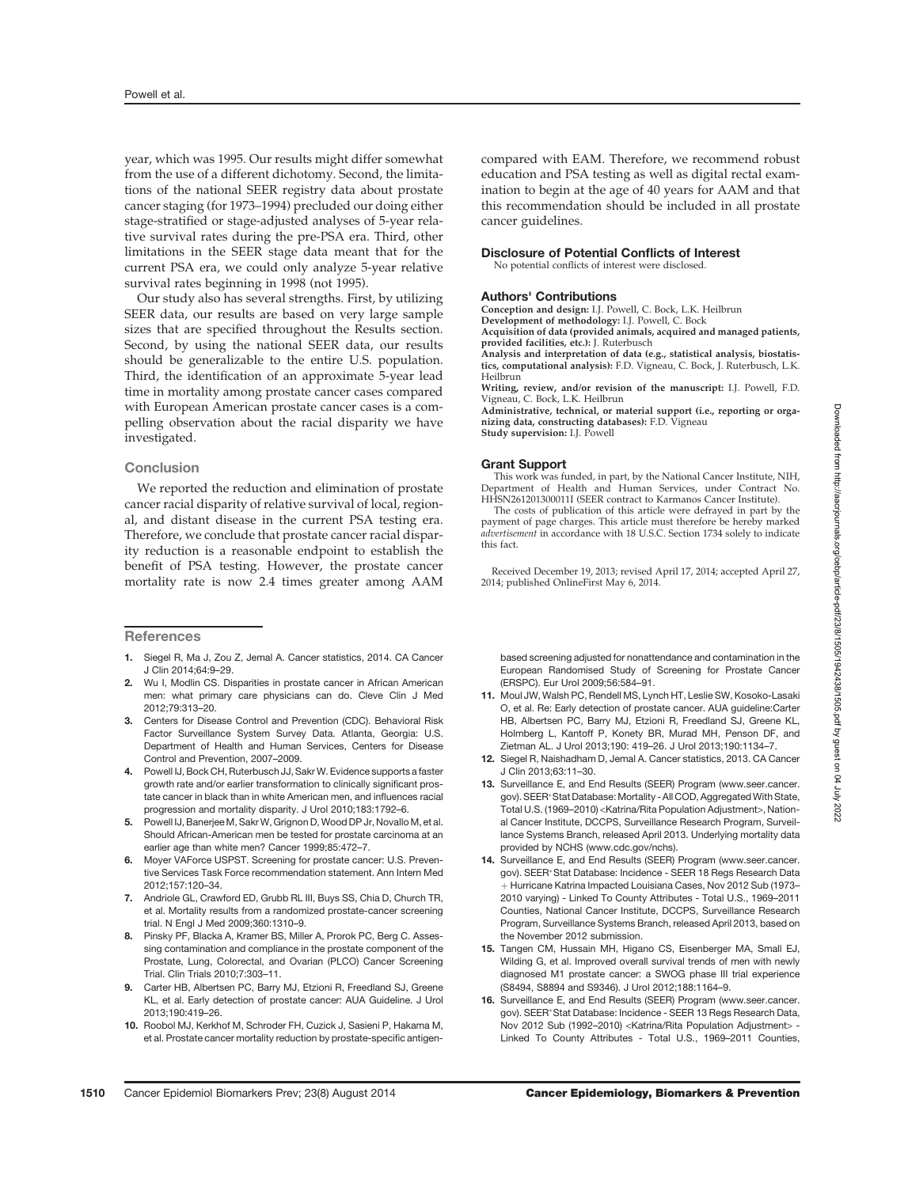year, which was 1995. Our results might differ somewhat from the use of a different dichotomy. Second, the limitations of the national SEER registry data about prostate cancer staging (for 1973–1994) precluded our doing either stage-stratified or stage-adjusted analyses of 5-year relative survival rates during the pre-PSA era. Third, other limitations in the SEER stage data meant that for the current PSA era, we could only analyze 5-year relative survival rates beginning in 1998 (not 1995).

Our study also has several strengths. First, by utilizing SEER data, our results are based on very large sample sizes that are specified throughout the Results section. Second, by using the national SEER data, our results should be generalizable to the entire U.S. population. Third, the identification of an approximate 5-year lead time in mortality among prostate cancer cases compared with European American prostate cancer cases is a compelling observation about the racial disparity we have investigated.

## Conclusion

We reported the reduction and elimination of prostate cancer racial disparity of relative survival of local, regional, and distant disease in the current PSA testing era. Therefore, we conclude that prostate cancer racial disparity reduction is a reasonable endpoint to establish the benefit of PSA testing. However, the prostate cancer mortality rate is now 2.4 times greater among AAM compared with EAM. Therefore, we recommend robust education and PSA testing as well as digital rectal examination to begin at the age of 40 years for AAM and that this recommendation should be included in all prostate cancer guidelines.

### Disclosure of Potential Conflicts of Interest

No potential conflicts of interest were disclosed.

### Authors' Contributions

**Conception and design:** I.J. Powell, C. Bock, L.K. Heilbrun
**Development of methodology:** I.J. Powell, C. Bock
**Acquisition of data (provided animals, acquired and managed patients, provided facilities, etc.):** J. Ruterbusch
**Analysis and interpretation of data (e.g., statistical analysis, biostatistics, computational analysis):** F.D. Vigneau, C. Bock, J. Ruterbusch, L.K. Heilbrun
**Writing, review, and/or revision of the manuscript:** I.J. Powell, F.D. Vigneau, C. Bock, L.K. Heilbrun
**Administrative, technical, or material support (i.e., reporting or organizing data, constructing databases):** F.D. Vigneau
**Study supervision:** I.J. Powell

### Grant Support

This work was funded, in part, by the National Cancer Institute, NIH, Department of Health and Human Services, under Contract No. HHSN261201300011I (SEER contract to Karmanos Cancer Institute).

The costs of publication of this article were defrayed in part by the payment of page charges. This article must therefore be hereby marked *advertisement* in accordance with 18 U.S.C. Section 1734 solely to indicate this fact.

Received December 19, 2013; revised April 17, 2014; accepted April 27, 2014; published OnlineFirst May 6, 2014.

## References

1. Siegel R, Ma J, Zou Z, Jemal A. Cancer statistics, 2014. CA Cancer J Clin 2014;64:9–29.
2. Wu I, Modlin CS. Disparities in prostate cancer in African American men: what primary care physicians can do. Cleve Clin J Med 2012;79:313–20.
3. Centers for Disease Control and Prevention (CDC). Behavioral Risk Factor Surveillance System Survey Data. Atlanta, Georgia: U.S. Department of Health and Human Services, Centers for Disease Control and Prevention, 2007–2009.
4. Powell IJ, Bock CH, Ruterbusch JJ, Sakr W. Evidence supports a faster growth rate and/or earlier transformation to clinically significant prostate cancer in black than in white American men, and influences racial progression and mortality disparity. J Urol 2010;183:1792–6.
5. Powell IJ, Banerjee M, Sakr W, Grignon D, Wood DP Jr, Novallo M, et al. Should African-American men be tested for prostate carcinoma at an earlier age than white men? Cancer 1999;85:472–7.
6. Moyer VAForce USPST. Screening for prostate cancer: U.S. Preventive Services Task Force recommendation statement. Ann Intern Med 2012;157:120–34.
7. Andriole GL, Crawford ED, Grubb RL III, Buys SS, Chia D, Church TR, et al. Mortality results from a randomized prostate-cancer screening trial. N Engl J Med 2009;360:1310–9.
8. Pinsky PF, Blacka A, Kramer BS, Miller A, Prorok PC, Berg C. Assessing contamination and compliance in the prostate component of the Prostate, Lung, Colorectal, and Ovarian (PLCO) Cancer Screening Trial. Clin Trials 2010;7:303–11.
9. Carter HB, Albertsen PC, Barry MJ, Etzioni R, Freedland SJ, Greene KL, et al. Early detection of prostate cancer: AUA Guideline. J Urol 2013;190:419–26.
10. Roobol MJ, Kerkhof M, Schroder FH, Cuzick J, Sasieni P, Hakama M, et al. Prostate cancer mortality reduction by prostate-specific antigen-based screening adjusted for nonattendance and contamination in the European Randomised Study of Screening for Prostate Cancer (ERSPC). Eur Urol 2009;56:584–91.
11. Moul JW, Walsh PC, Rendell MS, Lynch HT, Leslie SW, Kosoko-Lasaki O, et al. Re: Early detection of prostate cancer. AUA guideline:Carter HB, Albertsen PC, Barry MJ, Etzioni R, Freedland SJ, Greene KL, Holmberg L, Kantoff P, Konety BR, Murad MH, Penson DF, and Zietman AL. J Urol 2013;190: 419–26. J Urol 2013;190:1134–7.
12. Siegel R, Naishadham D, Jemal A. Cancer statistics, 2013. CA Cancer J Clin 2013;63:11–30.
13. Surveillance E, and End Results (SEER) Program (www.seer.cancer.gov). SEER*Stat Database: Mortality - All COD, Aggregated With State, Total U.S. (1969–2010) <Katrina/Rita Population Adjustment>, National Cancer Institute, DCCPS, Surveillance Research Program, Surveillance Systems Branch, released April 2013. Underlying mortality data provided by NCHS (www.cdc.gov/nchs).
14. Surveillance E, and End Results (SEER) Program (www.seer.cancer.gov). SEER*Stat Database: Incidence - SEER 18 Regs Research Data + Hurricane Katrina Impacted Louisiana Cases, Nov 2012 Sub (1973–2010 varying) - Linked To County Attributes - Total U.S., 1969–2011 Counties, National Cancer Institute, DCCPS, Surveillance Research Program, Surveillance Systems Branch, released April 2013, based on the November 2012 submission.
15. Tangen CM, Hussain MH, Higano CS, Eisenberger MA, Small EJ, Wilding G, et al. Improved overall survival trends of men with newly diagnosed M1 prostate cancer: a SWOG phase III trial experience (S8494, S8894 and S9346). J Urol 2012;188:1164–9.
16. Surveillance E, and End Results (SEER) Program (www.seer.cancer.gov). SEER*Stat Database: Incidence - SEER 13 Regs Research Data, Nov 2012 Sub (1992–2010) <Katrina/Rita Population Adjustment> - Linked To County Attributes - Total U.S., 1969–2011 Counties,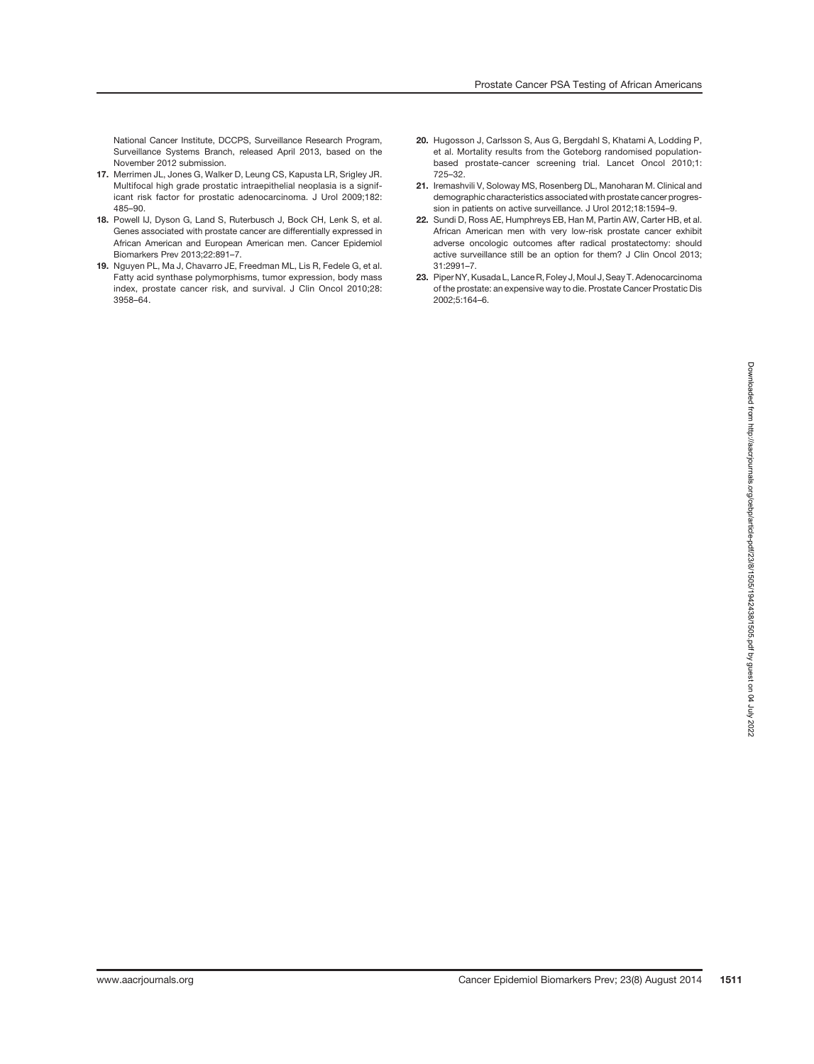National Cancer Institute, DCCPS, Surveillance Research Program, Surveillance Systems Branch, released April 2013, based on the November 2012 submission.

17. Merrimen JL, Jones G, Walker D, Leung CS, Kapusta LR, Srigley JR. Multifocal high grade prostatic intraepithelial neoplasia is a significant risk factor for prostatic adenocarcinoma. J Urol 2009;182: 485–90.
18. Powell IJ, Dyson G, Land S, Ruterbusch J, Bock CH, Lenk S, et al. Genes associated with prostate cancer are differentially expressed in African American and European American men. Cancer Epidemiol Biomarkers Prev 2013;22:891–7.
19. Nguyen PL, Ma J, Chavarro JE, Freedman ML, Lis R, Fedele G, et al. Fatty acid synthase polymorphisms, tumor expression, body mass index, prostate cancer risk, and survival. J Clin Oncol 2010;28: 3958–64.
20. Hugosson J, Carlsson S, Aus G, Bergdahl S, Khatami A, Lodding P, et al. Mortality results from the Goteborg randomised population-based prostate-cancer screening trial. Lancet Oncol 2010;1: 725–32.
21. Iremashvili V, Soloway MS, Rosenberg DL, Manoharan M. Clinical and demographic characteristics associated with prostate cancer progression in patients on active surveillance. J Urol 2012;18:1594–9.
22. Sundi D, Ross AE, Humphreys EB, Han M, Partin AW, Carter HB, et al. African American men with very low-risk prostate cancer exhibit adverse oncologic outcomes after radical prostatectomy: should active surveillance still be an option for them? J Clin Oncol 2013; 31:2991–7.
23. Piper NY, Kusada L, Lance R, Foley J, Moul J, Seay T. Adenocarcinoma of the prostate: an expensive way to die. Prostate Cancer Prostatic Dis 2002;5:164–6.